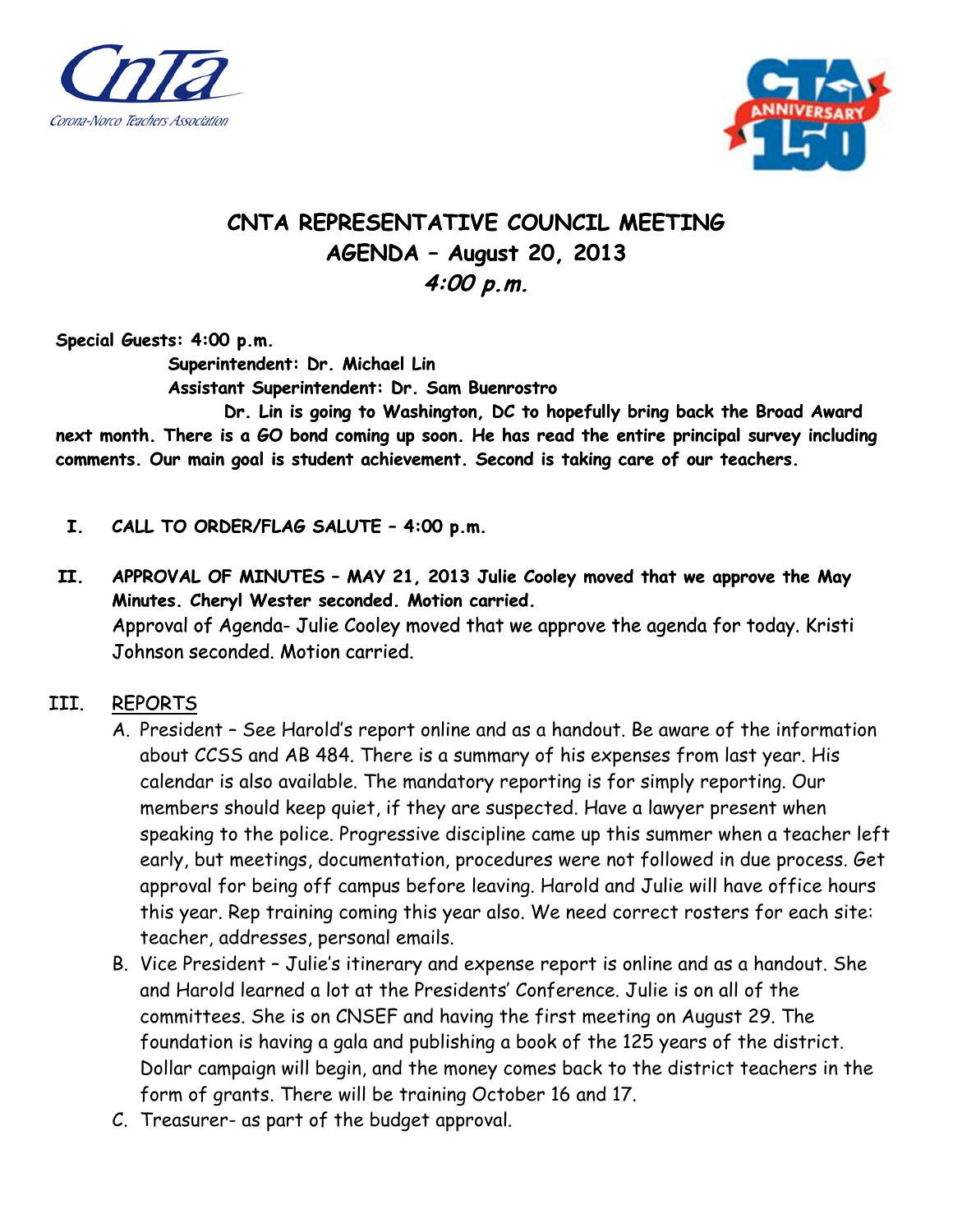# CNTA REPRESENTATIVE COUNCIL MEETING
## AGENDA – August 20, 2013
### *4:00 p.m.*

**Special Guests: 4:00 p.m.**

**Superintendent: Dr. Michael Lin**

**Assistant Superintendent: Dr. Sam Buenrostro**

**Dr. Lin is going to Washington, DC to hopefully bring back the Broad Award next month. There is a GO bond coming up soon. He has read the entire principal survey including comments. Our main goal is student achievement. Second is taking care of our teachers.**

**I. CALL TO ORDER/FLAG SALUTE – 4:00 p.m.**

**II. APPROVAL OF MINUTES – MAY 21, 2013 Julie Cooley moved that we approve the May Minutes. Cheryl Wester seconded. Motion carried.**
Approval of Agenda- Julie Cooley moved that we approve the agenda for today. Kristi Johnson seconded. Motion carried.

**III. <u>REPORTS</u>**

A. President – See Harold's report online and as a handout. Be aware of the information about CCSS and AB 484. There is a summary of his expenses from last year. His calendar is also available. The mandatory reporting is for simply reporting. Our members should keep quiet, if they are suspected. Have a lawyer present when speaking to the police. Progressive discipline came up this summer when a teacher left early, but meetings, documentation, procedures were not followed in due process. Get approval for being off campus before leaving. Harold and Julie will have office hours this year. Rep training coming this year also. We need correct rosters for each site: teacher, addresses, personal emails.

B. Vice President – Julie's itinerary and expense report is online and as a handout. She and Harold learned a lot at the Presidents' Conference. Julie is on all of the committees. She is on CNSEF and having the first meeting on August 29. The foundation is having a gala and publishing a book of the 125 years of the district. Dollar campaign will begin, and the money comes back to the district teachers in the form of grants. There will be training October 16 and 17.

C. Treasurer- as part of the budget approval.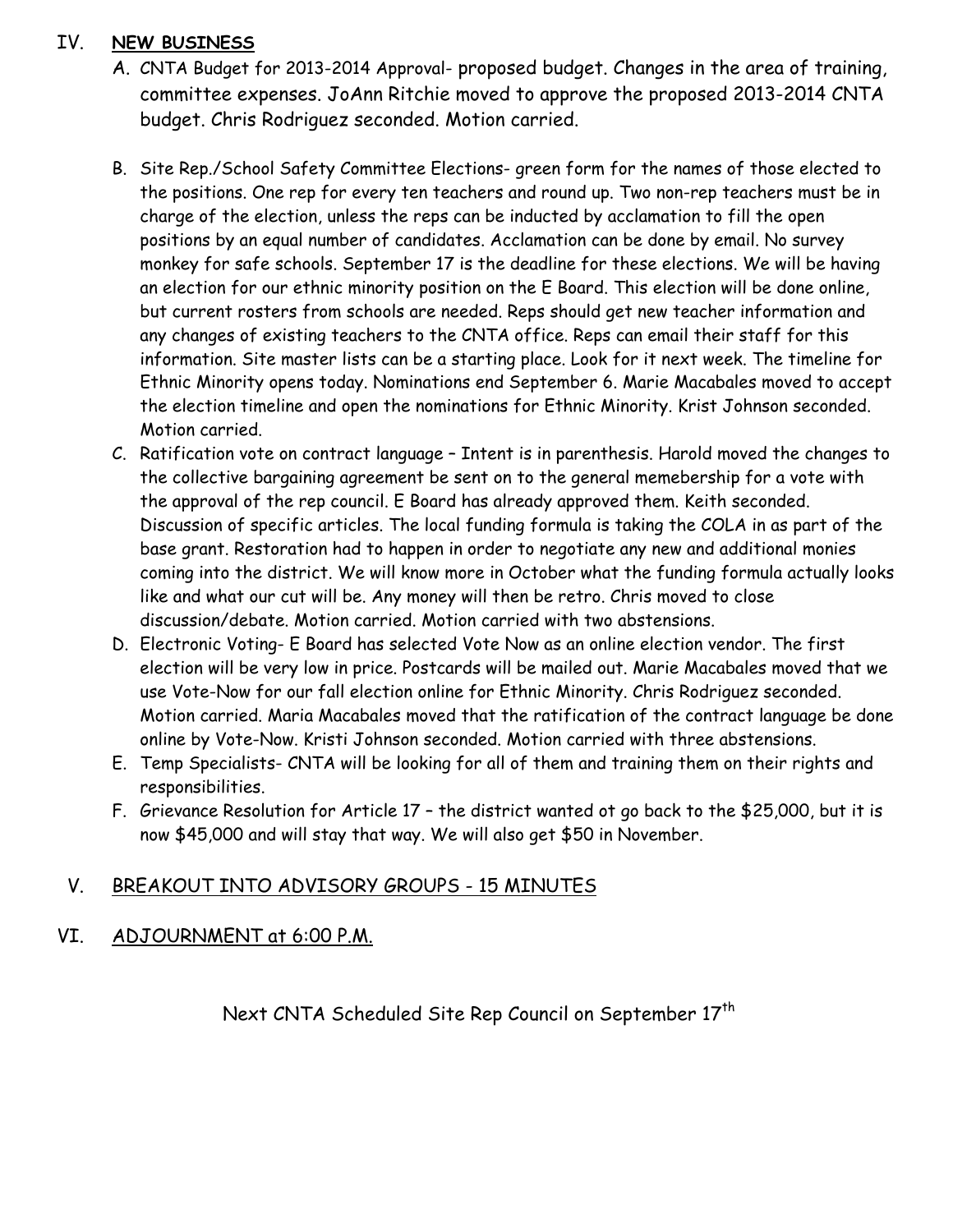## IV. NEW BUSINESS

A. CNTA Budget for 2013-2014 Approval- proposed budget. Changes in the area of training, committee expenses. JoAnn Ritchie moved to approve the proposed 2013-2014 CNTA budget. Chris Rodriguez seconded. Motion carried.

B. Site Rep./School Safety Committee Elections- green form for the names of those elected to the positions. One rep for every ten teachers and round up. Two non-rep teachers must be in charge of the election, unless the reps can be inducted by acclamation to fill the open positions by an equal number of candidates. Acclamation can be done by email. No survey monkey for safe schools. September 17 is the deadline for these elections. We will be having an election for our ethnic minority position on the E Board. This election will be done online, but current rosters from schools are needed. Reps should get new teacher information and any changes of existing teachers to the CNTA office. Reps can email their staff for this information. Site master lists can be a starting place. Look for it next week. The timeline for Ethnic Minority opens today. Nominations end September 6. Marie Macabales moved to accept the election timeline and open the nominations for Ethnic Minority. Krist Johnson seconded. Motion carried.

C. Ratification vote on contract language – Intent is in parenthesis. Harold moved the changes to the collective bargaining agreement be sent on to the general memebership for a vote with the approval of the rep council. E Board has already approved them. Keith seconded. Discussion of specific articles. The local funding formula is taking the COLA in as part of the base grant. Restoration had to happen in order to negotiate any new and additional monies coming into the district. We will know more in October what the funding formula actually looks like and what our cut will be. Any money will then be retro. Chris moved to close discussion/debate. Motion carried. Motion carried with two abstensions.

D. Electronic Voting- E Board has selected Vote Now as an online election vendor. The first election will be very low in price. Postcards will be mailed out. Marie Macabales moved that we use Vote-Now for our fall election online for Ethnic Minority. Chris Rodriguez seconded. Motion carried. Maria Macabales moved that the ratification of the contract language be done online by Vote-Now. Kristi Johnson seconded. Motion carried with three abstensions.

E. Temp Specialists- CNTA will be looking for all of them and training them on their rights and responsibilities.

F. Grievance Resolution for Article 17 – the district wanted ot go back to the $25,000, but it is now $45,000 and will stay that way. We will also get $50 in November.

## V. BREAKOUT INTO ADVISORY GROUPS - 15 MINUTES

## VI. ADJOURNMENT at 6:00 P.M.

Next CNTA Scheduled Site Rep Council on September 17th